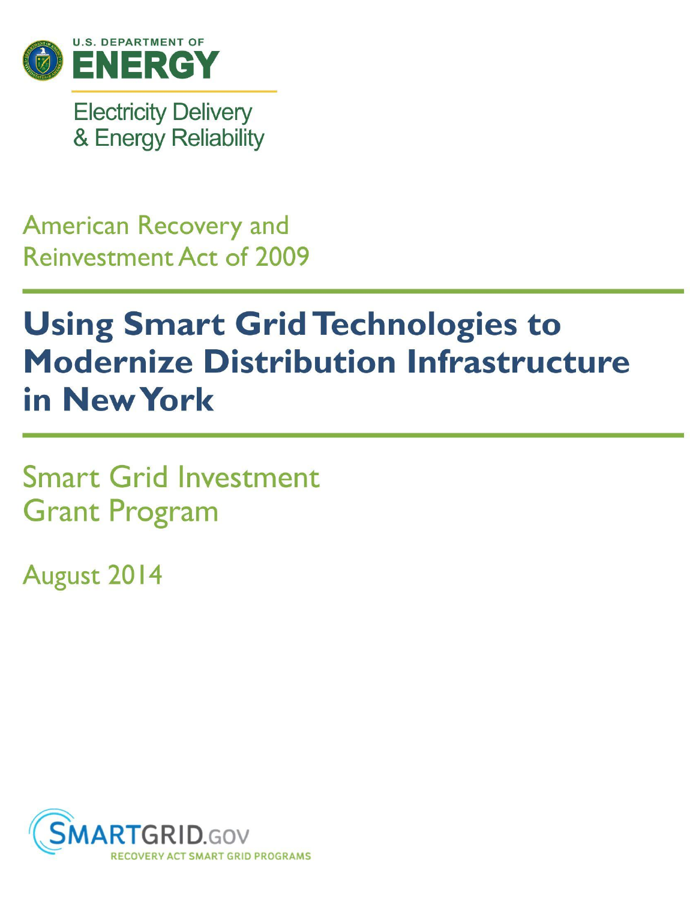U.S. DEPARTMENT OF

**ENERGY**

Electricity Delivery
& Energy Reliability

American Recovery and
Reinvestment Act of 2009

# Using Smart Grid Technologies to Modernize Distribution Infrastructure in New York

Smart Grid Investment
Grant Program

August 2014

SMARTGRID.GOV
RECOVERY ACT SMART GRID PROGRAMS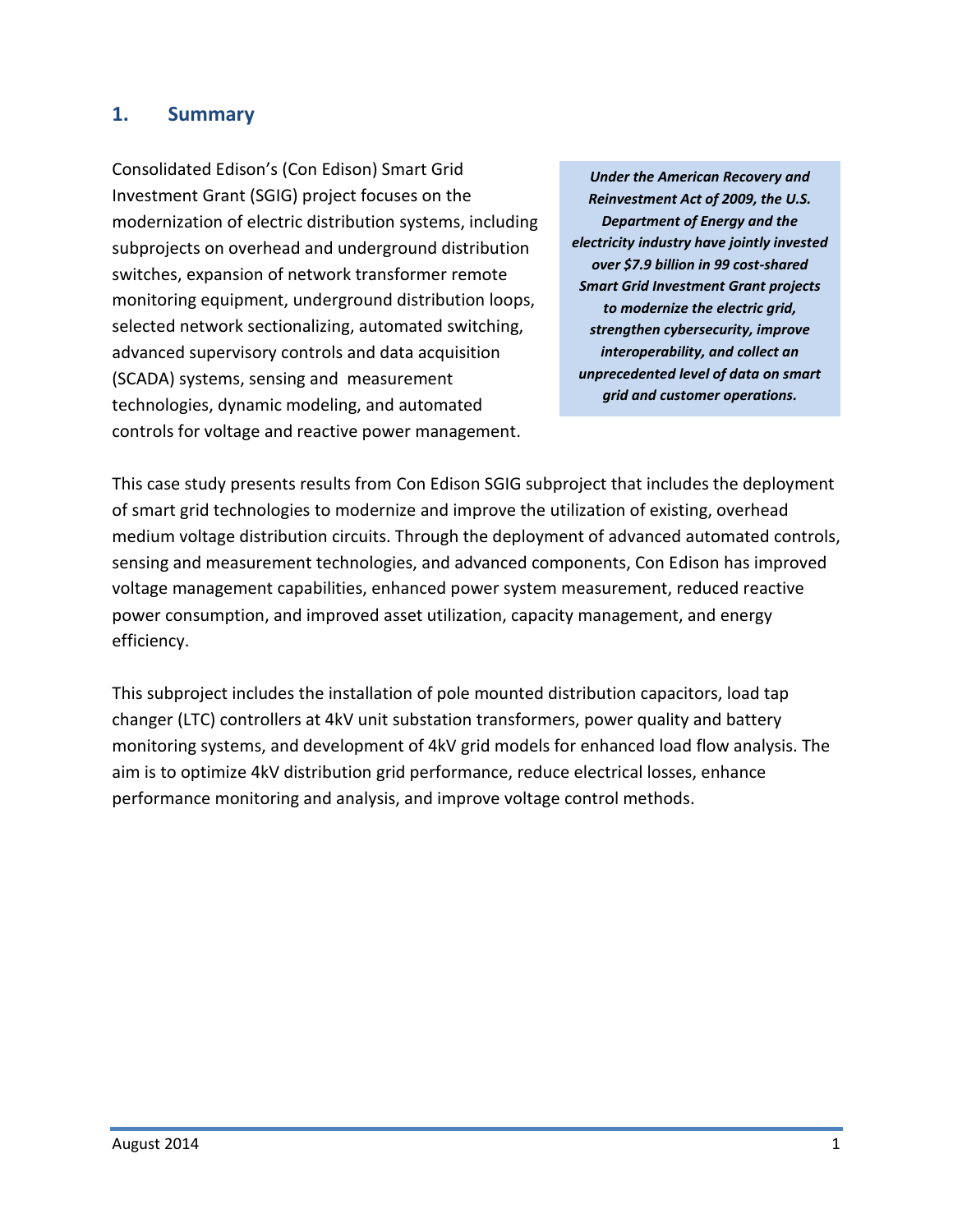## 1. Summary

Consolidated Edison's (Con Edison) Smart Grid Investment Grant (SGIG) project focuses on the modernization of electric distribution systems, including subprojects on overhead and underground distribution switches, expansion of network transformer remote monitoring equipment, underground distribution loops, selected network sectionalizing, automated switching, advanced supervisory controls and data acquisition (SCADA) systems, sensing and measurement technologies, dynamic modeling, and automated controls for voltage and reactive power management.

> ***Under the American Recovery and Reinvestment Act of 2009, the U.S. Department of Energy and the electricity industry have jointly invested over $7.9 billion in 99 cost-shared Smart Grid Investment Grant projects to modernize the electric grid, strengthen cybersecurity, improve interoperability, and collect an unprecedented level of data on smart grid and customer operations.***

This case study presents results from Con Edison SGIG subproject that includes the deployment of smart grid technologies to modernize and improve the utilization of existing, overhead medium voltage distribution circuits. Through the deployment of advanced automated controls, sensing and measurement technologies, and advanced components, Con Edison has improved voltage management capabilities, enhanced power system measurement, reduced reactive power consumption, and improved asset utilization, capacity management, and energy efficiency.

This subproject includes the installation of pole mounted distribution capacitors, load tap changer (LTC) controllers at 4kV unit substation transformers, power quality and battery monitoring systems, and development of 4kV grid models for enhanced load flow analysis. The aim is to optimize 4kV distribution grid performance, reduce electrical losses, enhance performance monitoring and analysis, and improve voltage control methods.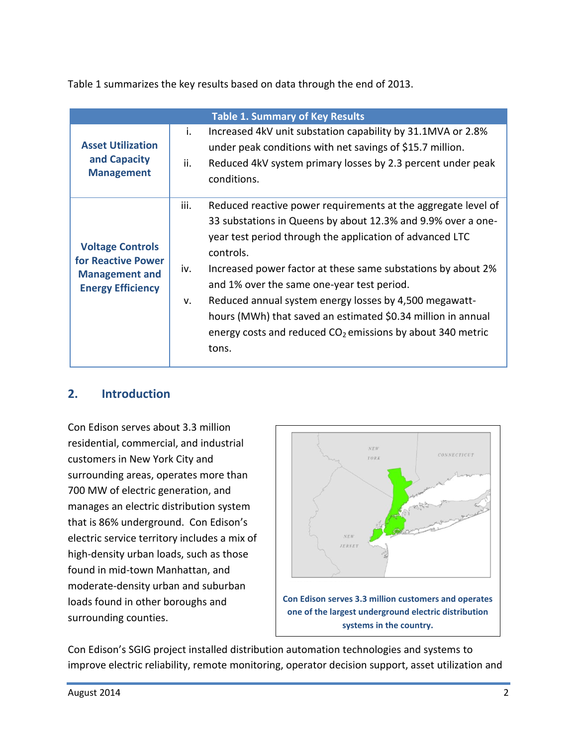Table 1 summarizes the key results based on data through the end of 2013.

| Table 1. Summary of Key Results | |
|---|---|
| **Asset Utilization and Capacity Management** | i. Increased 4kV unit substation capability by 31.1MVA or 2.8% under peak conditions with net savings of $15.7 million.<br>ii. Reduced 4kV system primary losses by 2.3 percent under peak conditions. |
| **Voltage Controls for Reactive Power Management and Energy Efficiency** | iii. Reduced reactive power requirements at the aggregate level of 33 substations in Queens by about 12.3% and 9.9% over a one-year test period through the application of advanced LTC controls.<br>iv. Increased power factor at these same substations by about 2% and 1% over the same one-year test period.<br>v. Reduced annual system energy losses by 4,500 megawatt-hours (MWh) that saved an estimated $0.34 million in annual energy costs and reduced $CO_2$ emissions by about 340 metric tons. |

## 2. Introduction

Con Edison serves about 3.3 million residential, commercial, and industrial customers in New York City and surrounding areas, operates more than 700 MW of electric generation, and manages an electric distribution system that is 86% underground. Con Edison's electric service territory includes a mix of high-density urban loads, such as those found in mid-town Manhattan, and moderate-density urban and suburban loads found in other boroughs and surrounding counties.

**Con Edison serves 3.3 million customers and operates one of the largest underground electric distribution systems in the country.**

Con Edison's SGIG project installed distribution automation technologies and systems to improve electric reliability, remote monitoring, operator decision support, asset utilization and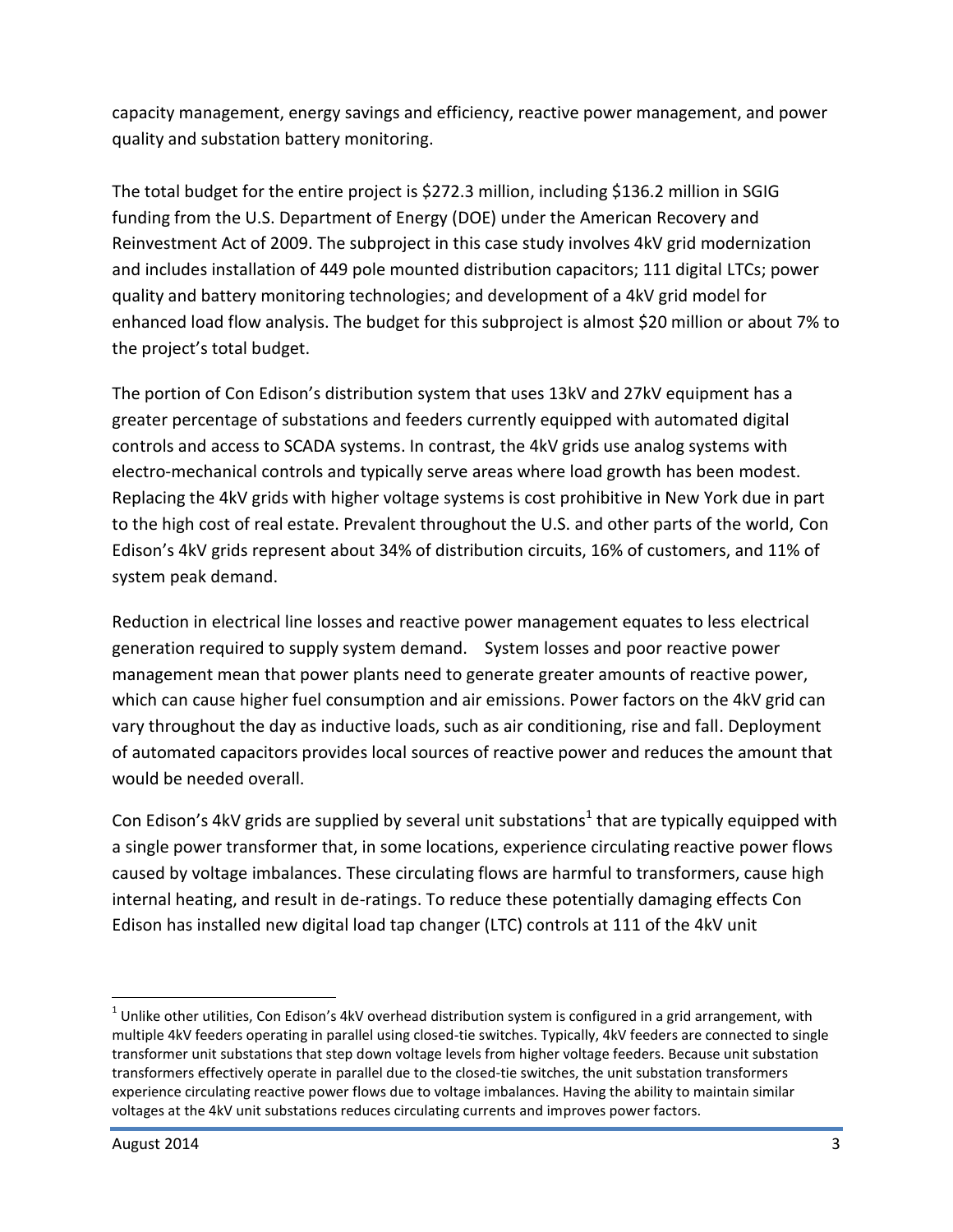capacity management, energy savings and efficiency, reactive power management, and power quality and substation battery monitoring.

The total budget for the entire project is $272.3 million, including $136.2 million in SGIG funding from the U.S. Department of Energy (DOE) under the American Recovery and Reinvestment Act of 2009. The subproject in this case study involves 4kV grid modernization and includes installation of 449 pole mounted distribution capacitors; 111 digital LTCs; power quality and battery monitoring technologies; and development of a 4kV grid model for enhanced load flow analysis. The budget for this subproject is almost $20 million or about 7% to the project's total budget.

The portion of Con Edison's distribution system that uses 13kV and 27kV equipment has a greater percentage of substations and feeders currently equipped with automated digital controls and access to SCADA systems. In contrast, the 4kV grids use analog systems with electro-mechanical controls and typically serve areas where load growth has been modest. Replacing the 4kV grids with higher voltage systems is cost prohibitive in New York due in part to the high cost of real estate. Prevalent throughout the U.S. and other parts of the world, Con Edison's 4kV grids represent about 34% of distribution circuits, 16% of customers, and 11% of system peak demand.

Reduction in electrical line losses and reactive power management equates to less electrical generation required to supply system demand. System losses and poor reactive power management mean that power plants need to generate greater amounts of reactive power, which can cause higher fuel consumption and air emissions. Power factors on the 4kV grid can vary throughout the day as inductive loads, such as air conditioning, rise and fall. Deployment of automated capacitors provides local sources of reactive power and reduces the amount that would be needed overall.

Con Edison's 4kV grids are supplied by several unit substations[1] that are typically equipped with a single power transformer that, in some locations, experience circulating reactive power flows caused by voltage imbalances. These circulating flows are harmful to transformers, cause high internal heating, and result in de-ratings. To reduce these potentially damaging effects Con Edison has installed new digital load tap changer (LTC) controls at 111 of the 4kV unit

[1] Unlike other utilities, Con Edison's 4kV overhead distribution system is configured in a grid arrangement, with multiple 4kV feeders operating in parallel using closed-tie switches. Typically, 4kV feeders are connected to single transformer unit substations that step down voltage levels from higher voltage feeders. Because unit substation transformers effectively operate in parallel due to the closed-tie switches, the unit substation transformers experience circulating reactive power flows due to voltage imbalances. Having the ability to maintain similar voltages at the 4kV unit substations reduces circulating currents and improves power factors.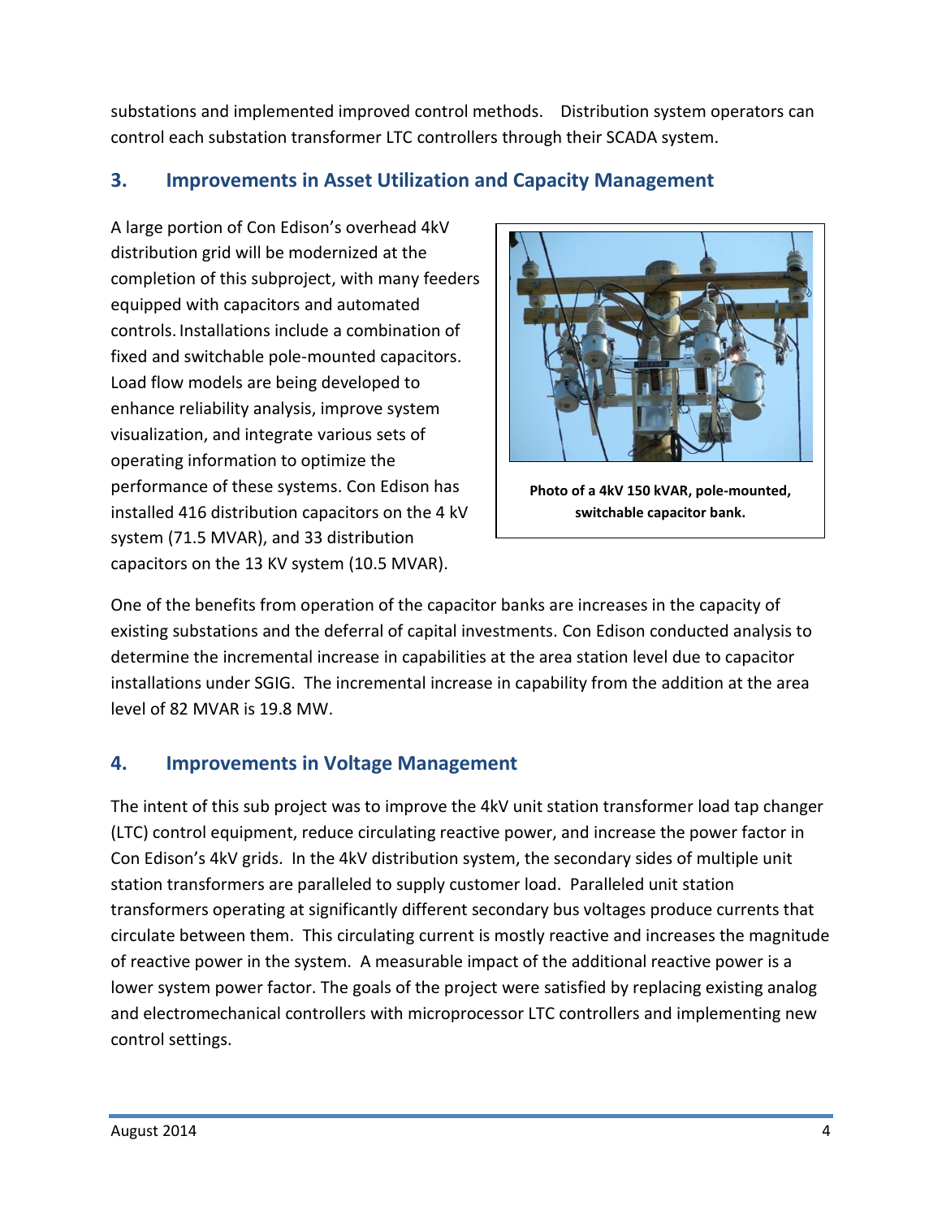substations and implemented improved control methods. Distribution system operators can control each substation transformer LTC controllers through their SCADA system.

## 3. Improvements in Asset Utilization and Capacity Management

A large portion of Con Edison's overhead 4kV distribution grid will be modernized at the completion of this subproject, with many feeders equipped with capacitors and automated controls. Installations include a combination of fixed and switchable pole-mounted capacitors. Load flow models are being developed to enhance reliability analysis, improve system visualization, and integrate various sets of operating information to optimize the performance of these systems. Con Edison has installed 416 distribution capacitors on the 4 kV system (71.5 MVAR), and 33 distribution capacitors on the 13 KV system (10.5 MVAR).

**Photo of a 4kV 150 kVAR, pole-mounted, switchable capacitor bank.**

One of the benefits from operation of the capacitor banks are increases in the capacity of existing substations and the deferral of capital investments. Con Edison conducted analysis to determine the incremental increase in capabilities at the area station level due to capacitor installations under SGIG. The incremental increase in capability from the addition at the area level of 82 MVAR is 19.8 MW.

## 4. Improvements in Voltage Management

The intent of this sub project was to improve the 4kV unit station transformer load tap changer (LTC) control equipment, reduce circulating reactive power, and increase the power factor in Con Edison's 4kV grids. In the 4kV distribution system, the secondary sides of multiple unit station transformers are paralleled to supply customer load. Paralleled unit station transformers operating at significantly different secondary bus voltages produce currents that circulate between them. This circulating current is mostly reactive and increases the magnitude of reactive power in the system. A measurable impact of the additional reactive power is a lower system power factor. The goals of the project were satisfied by replacing existing analog and electromechanical controllers with microprocessor LTC controllers and implementing new control settings.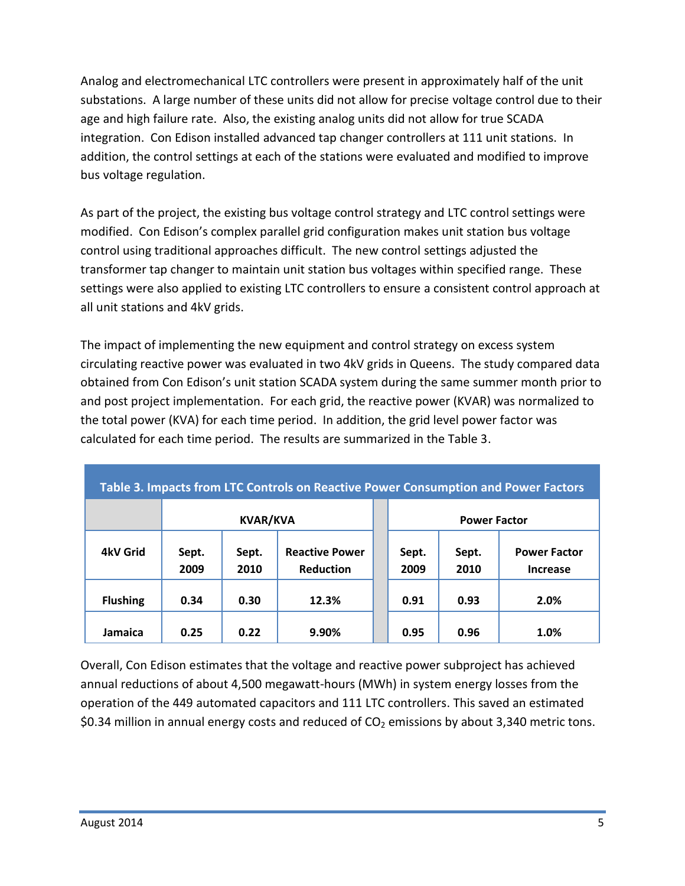Analog and electromechanical LTC controllers were present in approximately half of the unit substations. A large number of these units did not allow for precise voltage control due to their age and high failure rate. Also, the existing analog units did not allow for true SCADA integration. Con Edison installed advanced tap changer controllers at 111 unit stations. In addition, the control settings at each of the stations were evaluated and modified to improve bus voltage regulation.

As part of the project, the existing bus voltage control strategy and LTC control settings were modified. Con Edison's complex parallel grid configuration makes unit station bus voltage control using traditional approaches difficult. The new control settings adjusted the transformer tap changer to maintain unit station bus voltages within specified range. These settings were also applied to existing LTC controllers to ensure a consistent control approach at all unit stations and 4kV grids.

The impact of implementing the new equipment and control strategy on excess system circulating reactive power was evaluated in two 4kV grids in Queens. The study compared data obtained from Con Edison's unit station SCADA system during the same summer month prior to and post project implementation. For each grid, the reactive power (KVAR) was normalized to the total power (KVA) for each time period. In addition, the grid level power factor was calculated for each time period. The results are summarized in the Table 3.

**Table 3. Impacts from LTC Controls on Reactive Power Consumption and Power Factors**

| | KVAR/KVA | | | Power Factor | | |
|---|---|---|---|---|---|---|
| **4kV Grid** | **Sept. 2009** | **Sept. 2010** | **Reactive Power Reduction** | **Sept. 2009** | **Sept. 2010** | **Power Factor Increase** |
| **Flushing** | **0.34** | **0.30** | **12.3%** | **0.91** | **0.93** | **2.0%** |
| **Jamaica** | **0.25** | **0.22** | **9.90%** | **0.95** | **0.96** | **1.0%** |

Overall, Con Edison estimates that the voltage and reactive power subproject has achieved annual reductions of about 4,500 megawatt-hours (MWh) in system energy losses from the operation of the 449 automated capacitors and 111 LTC controllers. This saved an estimated \$0.34 million in annual energy costs and reduced of $CO_2$ emissions by about 3,340 metric tons.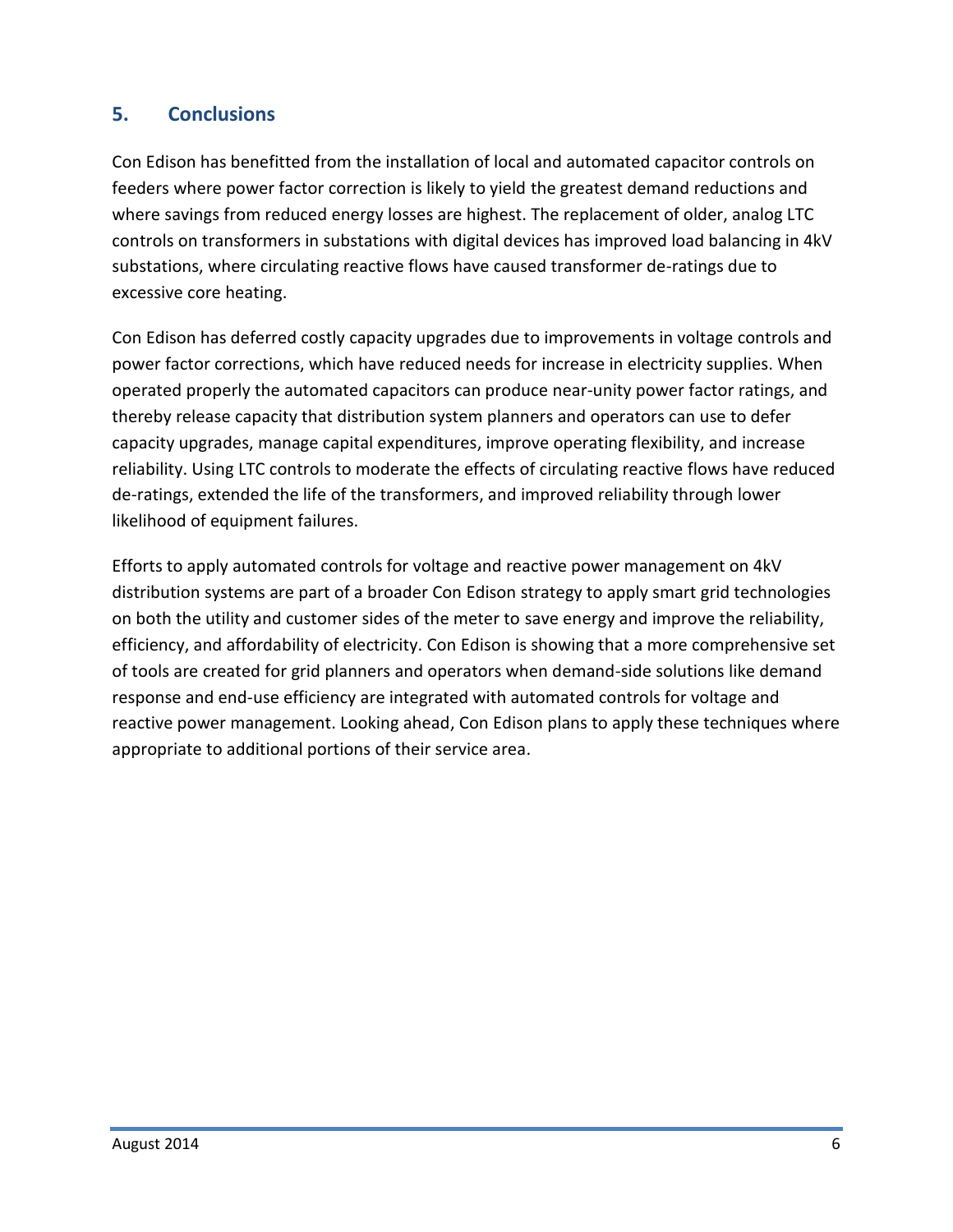## 5. Conclusions

Con Edison has benefitted from the installation of local and automated capacitor controls on feeders where power factor correction is likely to yield the greatest demand reductions and where savings from reduced energy losses are highest. The replacement of older, analog LTC controls on transformers in substations with digital devices has improved load balancing in 4kV substations, where circulating reactive flows have caused transformer de-ratings due to excessive core heating.

Con Edison has deferred costly capacity upgrades due to improvements in voltage controls and power factor corrections, which have reduced needs for increase in electricity supplies. When operated properly the automated capacitors can produce near-unity power factor ratings, and thereby release capacity that distribution system planners and operators can use to defer capacity upgrades, manage capital expenditures, improve operating flexibility, and increase reliability. Using LTC controls to moderate the effects of circulating reactive flows have reduced de-ratings, extended the life of the transformers, and improved reliability through lower likelihood of equipment failures.

Efforts to apply automated controls for voltage and reactive power management on 4kV distribution systems are part of a broader Con Edison strategy to apply smart grid technologies on both the utility and customer sides of the meter to save energy and improve the reliability, efficiency, and affordability of electricity. Con Edison is showing that a more comprehensive set of tools are created for grid planners and operators when demand-side solutions like demand response and end-use efficiency are integrated with automated controls for voltage and reactive power management. Looking ahead, Con Edison plans to apply these techniques where appropriate to additional portions of their service area.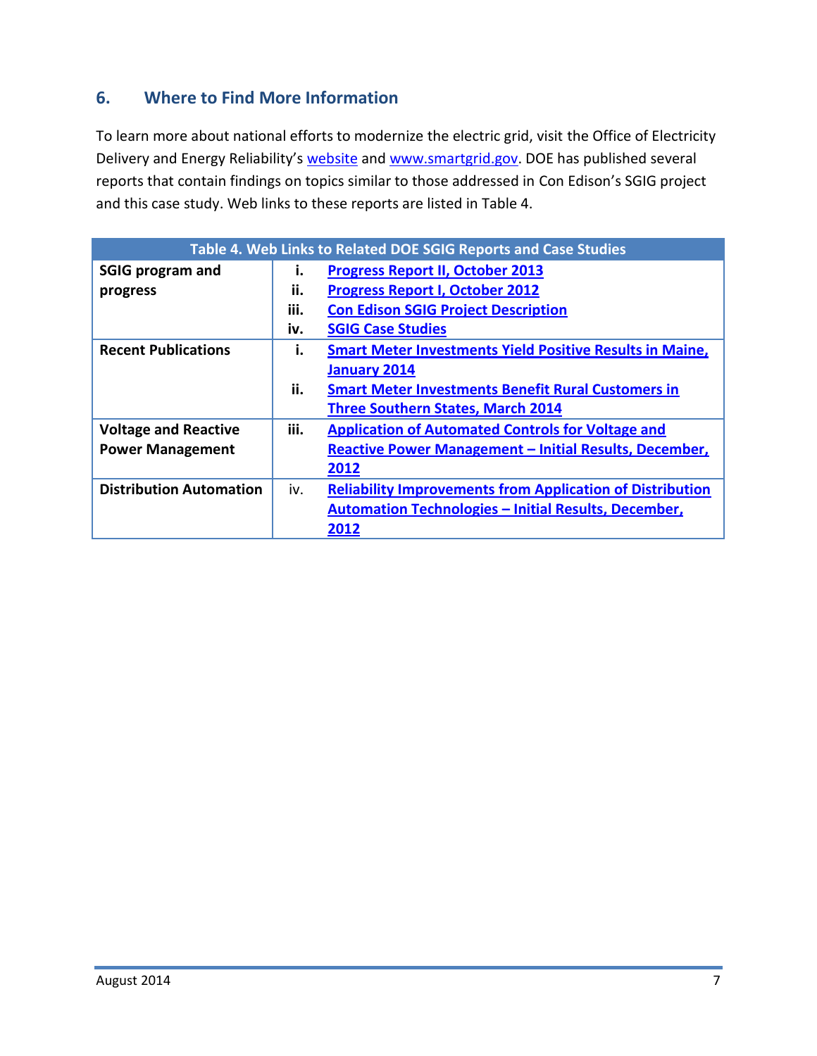## 6. Where to Find More Information

To learn more about national efforts to modernize the electric grid, visit the Office of Electricity Delivery and Energy Reliability's website and www.smartgrid.gov. DOE has published several reports that contain findings on topics similar to those addressed in Con Edison's SGIG project and this case study. Web links to these reports are listed in Table 4.

| Table 4. Web Links to Related DOE SGIG Reports and Case Studies | | |
|---|---|---|
| **SGIG program and progress** | **i.** | **Progress Report II, October 2013** |
| | **ii.** | **Progress Report I, October 2012** |
| | **iii.** | **Con Edison SGIG Project Description** |
| | **iv.** | **SGIG Case Studies** |
| **Recent Publications** | **i.** | **Smart Meter Investments Yield Positive Results in Maine, January 2014** |
| | **ii.** | **Smart Meter Investments Benefit Rural Customers in Three Southern States, March 2014** |
| **Voltage and Reactive Power Management** | **iii.** | **Application of Automated Controls for Voltage and Reactive Power Management – Initial Results, December, 2012** |
| **Distribution Automation** | iv. | **Reliability Improvements from Application of Distribution Automation Technologies – Initial Results, December, 2012** |